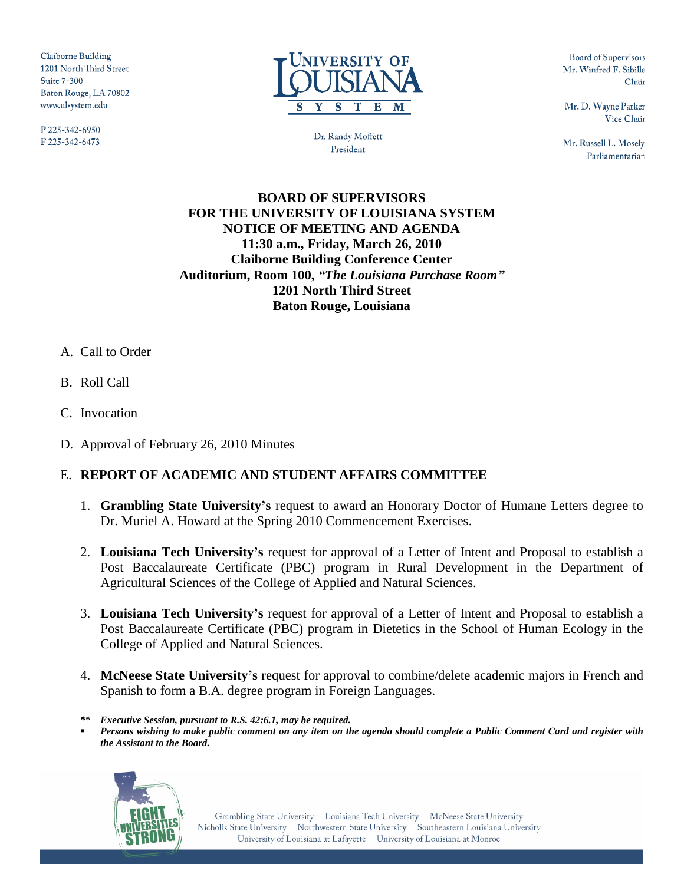Claiborne Building
1201 North Third Street
Suite 7-300
Baton Rouge, LA 70802
www.ulsystem.edu

P 225-342-6950
F 225-342-6473

UNIVERSITY OF LOUISIANA SYSTEM

Dr. Randy Moffett
President

Board of Supervisors
Mr. Winfred F. Sibille
Chair

Mr. D. Wayne Parker
Vice Chair

Mr. Russell L. Mosely
Parliamentarian

**BOARD OF SUPERVISORS**
**FOR THE UNIVERSITY OF LOUISIANA SYSTEM**
**NOTICE OF MEETING AND AGENDA**
**11:30 a.m., Friday, March 26, 2010**
**Claiborne Building Conference Center**
**Auditorium, Room 100, *"The Louisiana Purchase Room"***
**1201 North Third Street**
**Baton Rouge, Louisiana**

A. Call to Order

B. Roll Call

C. Invocation

D. Approval of February 26, 2010 Minutes

E. **REPORT OF ACADEMIC AND STUDENT AFFAIRS COMMITTEE**

1. **Grambling State University's** request to award an Honorary Doctor of Humane Letters degree to Dr. Muriel A. Howard at the Spring 2010 Commencement Exercises.

2. **Louisiana Tech University's** request for approval of a Letter of Intent and Proposal to establish a Post Baccalaureate Certificate (PBC) program in Rural Development in the Department of Agricultural Sciences of the College of Applied and Natural Sciences.

3. **Louisiana Tech University's** request for approval of a Letter of Intent and Proposal to establish a Post Baccalaureate Certificate (PBC) program in Dietetics in the School of Human Ecology in the College of Applied and Natural Sciences.

4. **McNeese State University's** request for approval to combine/delete academic majors in French and Spanish to form a B.A. degree program in Foreign Languages.

***\* Executive Session, pursuant to R.S. 42:6.1, may be required.***

- ***Persons wishing to make public comment on any item on the agenda should complete a Public Comment Card and register with the Assistant to the Board.***

EIGHT UNIVERSITIES STRONG

Grambling State University · Louisiana Tech University · McNeese State University · Nicholls State University · Northwestern State University · Southeastern Louisiana University · University of Louisiana at Lafayette · University of Louisiana at Monroe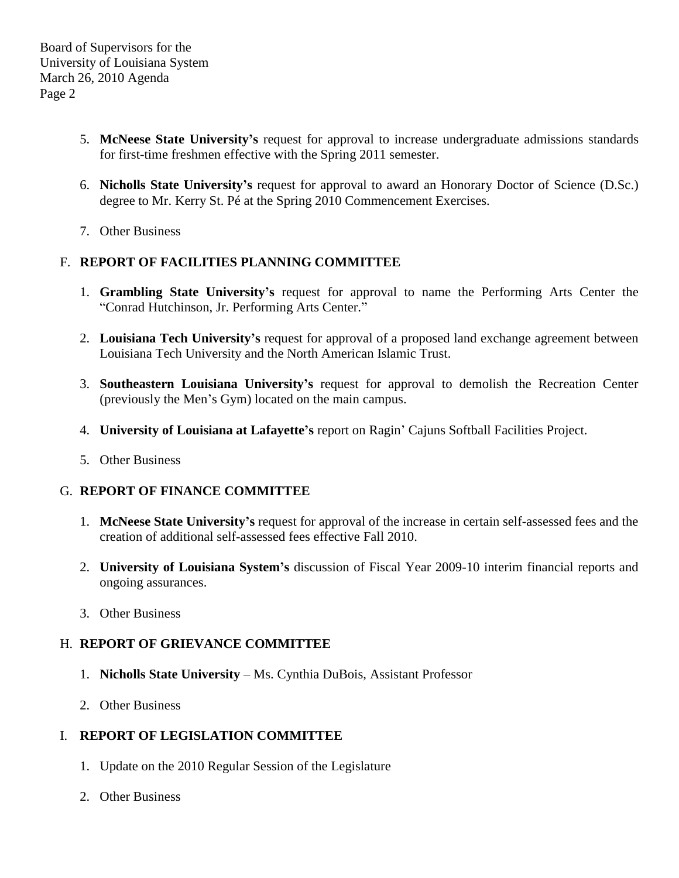5. **McNeese State University's** request for approval to increase undergraduate admissions standards for first-time freshmen effective with the Spring 2011 semester.

6. **Nicholls State University's** request for approval to award an Honorary Doctor of Science (D.Sc.) degree to Mr. Kerry St. Pé at the Spring 2010 Commencement Exercises.

7. Other Business

F. **REPORT OF FACILITIES PLANNING COMMITTEE**

1. **Grambling State University's** request for approval to name the Performing Arts Center the "Conrad Hutchinson, Jr. Performing Arts Center."

2. **Louisiana Tech University's** request for approval of a proposed land exchange agreement between Louisiana Tech University and the North American Islamic Trust.

3. **Southeastern Louisiana University's** request for approval to demolish the Recreation Center (previously the Men's Gym) located on the main campus.

4. **University of Louisiana at Lafayette's** report on Ragin' Cajuns Softball Facilities Project.

5. Other Business

G. **REPORT OF FINANCE COMMITTEE**

1. **McNeese State University's** request for approval of the increase in certain self-assessed fees and the creation of additional self-assessed fees effective Fall 2010.

2. **University of Louisiana System's** discussion of Fiscal Year 2009-10 interim financial reports and ongoing assurances.

3. Other Business

H. **REPORT OF GRIEVANCE COMMITTEE**

1. **Nicholls State University** – Ms. Cynthia DuBois, Assistant Professor

2. Other Business

I. **REPORT OF LEGISLATION COMMITTEE**

1. Update on the 2010 Regular Session of the Legislature

2. Other Business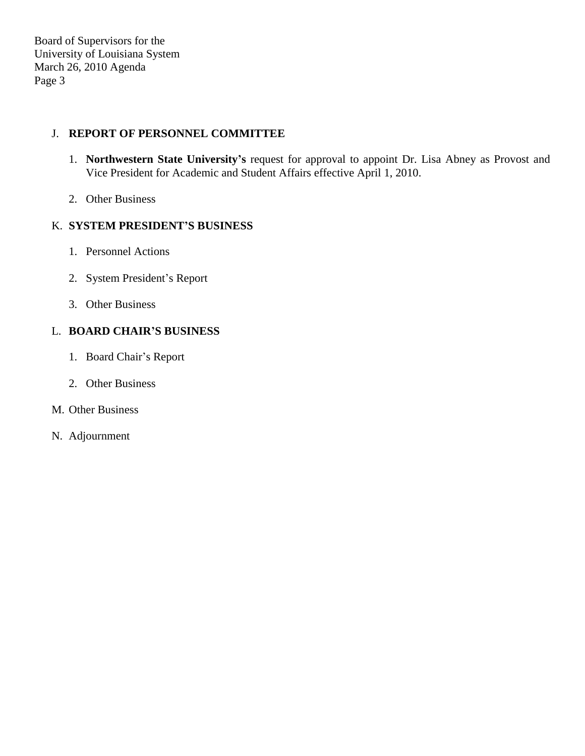J. **REPORT OF PERSONNEL COMMITTEE**

1. **Northwestern State University's** request for approval to appoint Dr. Lisa Abney as Provost and Vice President for Academic and Student Affairs effective April 1, 2010.

2. Other Business

K. **SYSTEM PRESIDENT'S BUSINESS**

1. Personnel Actions

2. System President's Report

3. Other Business

L. **BOARD CHAIR'S BUSINESS**

1. Board Chair's Report

2. Other Business

M. Other Business

N. Adjournment